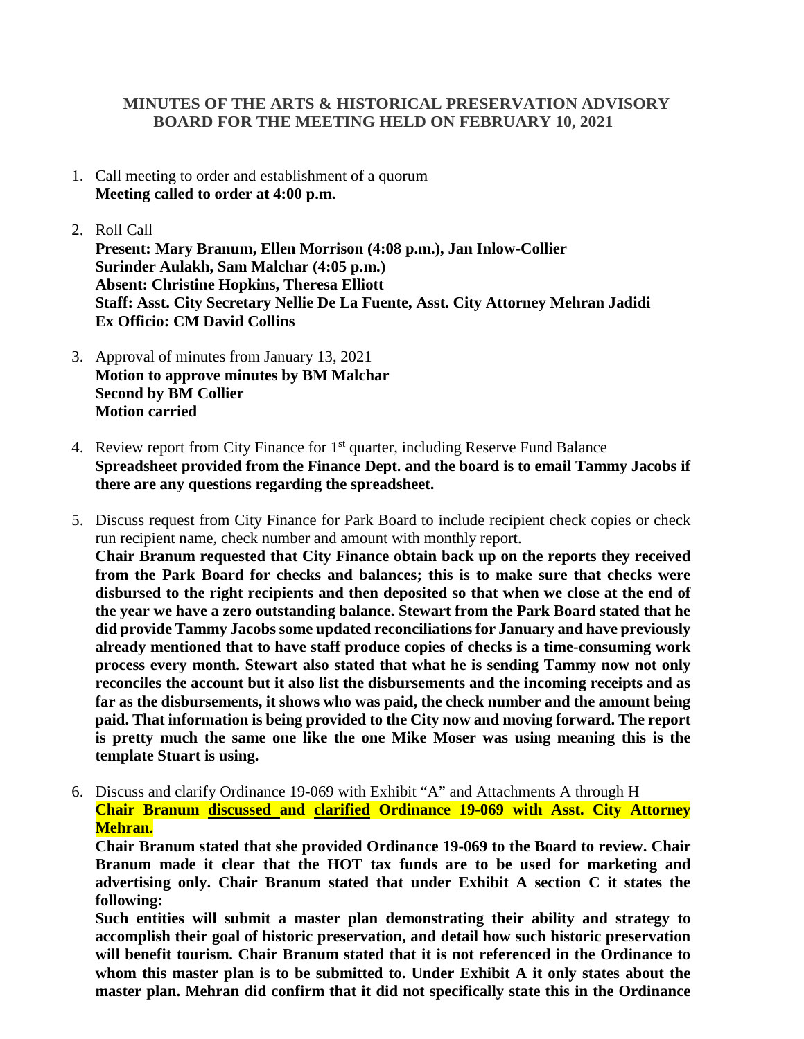# MINUTES OF THE ARTS & HISTORICAL PRESERVATION ADVISORY BOARD FOR THE MEETING HELD ON FEBRUARY 10, 2021

1. Call meeting to order and establishment of a quorum
   **Meeting called to order at 4:00 p.m.**

2. Roll Call
   **Present: Mary Branum, Ellen Morrison (4:08 p.m.), Jan Inlow-Collier**
   **Surinder Aulakh, Sam Malchar (4:05 p.m.)**
   **Absent: Christine Hopkins, Theresa Elliott**
   **Staff: Asst. City Secretary Nellie De La Fuente, Asst. City Attorney Mehran Jadidi**
   **Ex Officio: CM David Collins**

3. Approval of minutes from January 13, 2021
   **Motion to approve minutes by BM Malchar**
   **Second by BM Collier**
   **Motion carried**

4. Review report from City Finance for 1st quarter, including Reserve Fund Balance
   **Spreadsheet provided from the Finance Dept. and the board is to email Tammy Jacobs if there are any questions regarding the spreadsheet.**

5. Discuss request from City Finance for Park Board to include recipient check copies or check run recipient name, check number and amount with monthly report.
   **Chair Branum requested that City Finance obtain back up on the reports they received from the Park Board for checks and balances; this is to make sure that checks were disbursed to the right recipients and then deposited so that when we close at the end of the year we have a zero outstanding balance. Stewart from the Park Board stated that he did provide Tammy Jacobs some updated reconciliations for January and have previously already mentioned that to have staff produce copies of checks is a time-consuming work process every month. Stewart also stated that what he is sending Tammy now not only reconciles the account but it also list the disbursements and the incoming receipts and as far as the disbursements, it shows who was paid, the check number and the amount being paid. That information is being provided to the City now and moving forward. The report is pretty much the same one like the one Mike Moser was using meaning this is the template Stuart is using.**

6. Discuss and clarify Ordinance 19-069 with Exhibit "A" and Attachments A through H
   **Chair Branum <u>discussed</u> and <u>clarified</u> Ordinance 19-069 with Asst. City Attorney Mehran.**

   **Chair Branum stated that she provided Ordinance 19-069 to the Board to review. Chair Branum made it clear that the HOT tax funds are to be used for marketing and advertising only. Chair Branum stated that under Exhibit A section C it states the following:**

   **Such entities will submit a master plan demonstrating their ability and strategy to accomplish their goal of historic preservation, and detail how such historic preservation will benefit tourism. Chair Branum stated that it is not referenced in the Ordinance to whom this master plan is to be submitted to. Under Exhibit A it only states about the master plan. Mehran did confirm that it did not specifically state this in the Ordinance**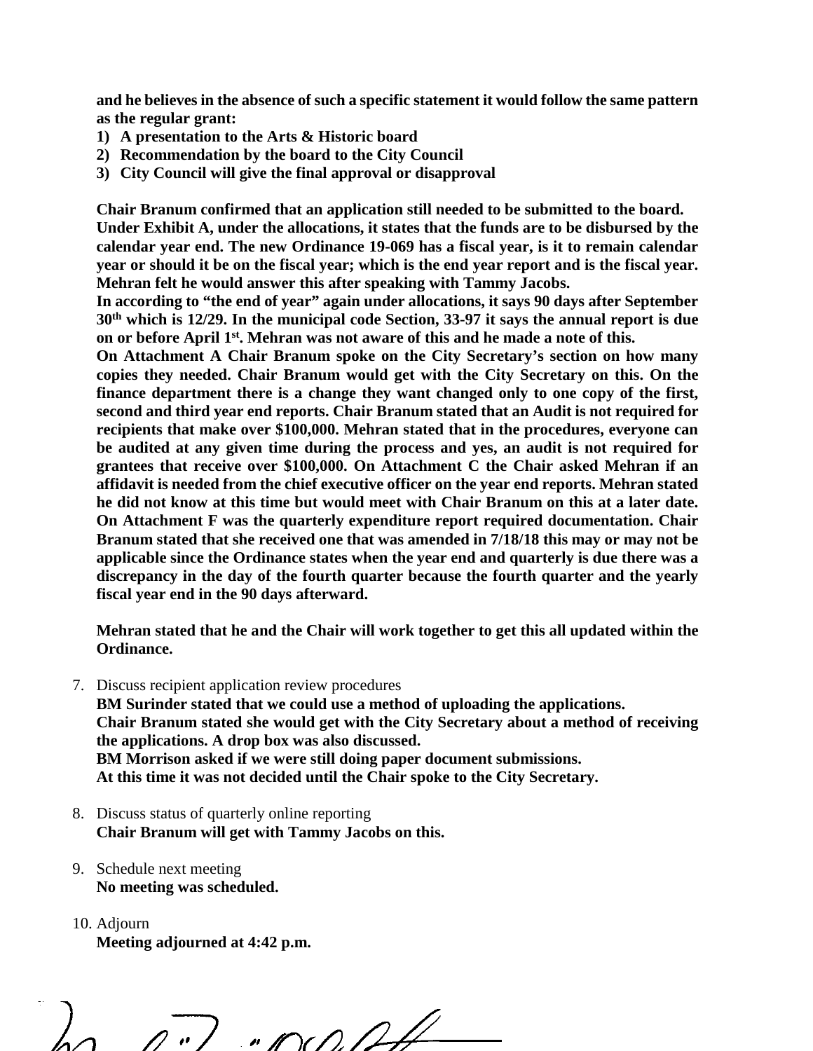**and he believes in the absence of such a specific statement it would follow the same pattern as the regular grant:**

1) **A presentation to the Arts & Historic board**
2) **Recommendation by the board to the City Council**
3) **City Council will give the final approval or disapproval**

**Chair Branum confirmed that an application still needed to be submitted to the board. Under Exhibit A, under the allocations, it states that the funds are to be disbursed by the calendar year end. The new Ordinance 19-069 has a fiscal year, is it to remain calendar year or should it be on the fiscal year; which is the end year report and is the fiscal year. Mehran felt he would answer this after speaking with Tammy Jacobs.**
**In according to "the end of year" again under allocations, it says 90 days after September 30th which is 12/29. In the municipal code Section, 33-97 it says the annual report is due on or before April 1st. Mehran was not aware of this and he made a note of this.**
**On Attachment A Chair Branum spoke on the City Secretary's section on how many copies they needed. Chair Branum would get with the City Secretary on this. On the finance department there is a change they want changed only to one copy of the first, second and third year end reports. Chair Branum stated that an Audit is not required for recipients that make over $100,000. Mehran stated that in the procedures, everyone can be audited at any given time during the process and yes, an audit is not required for grantees that receive over $100,000. On Attachment C the Chair asked Mehran if an affidavit is needed from the chief executive officer on the year end reports. Mehran stated he did not know at this time but would meet with Chair Branum on this at a later date. On Attachment F was the quarterly expenditure report required documentation. Chair Branum stated that she received one that was amended in 7/18/18 this may or may not be applicable since the Ordinance states when the year end and quarterly is due there was a discrepancy in the day of the fourth quarter because the fourth quarter and the yearly fiscal year end in the 90 days afterward.**

**Mehran stated that he and the Chair will work together to get this all updated within the Ordinance.**

7. Discuss recipient application review procedures
   **BM Surinder stated that we could use a method of uploading the applications.**
   **Chair Branum stated she would get with the City Secretary about a method of receiving the applications. A drop box was also discussed.**
   **BM Morrison asked if we were still doing paper document submissions.**
   **At this time it was not decided until the Chair spoke to the City Secretary.**

8. Discuss status of quarterly online reporting
   **Chair Branum will get with Tammy Jacobs on this.**

9. Schedule next meeting
   **No meeting was scheduled.**

10. Adjourn
    **Meeting adjourned at 4:42 p.m.**